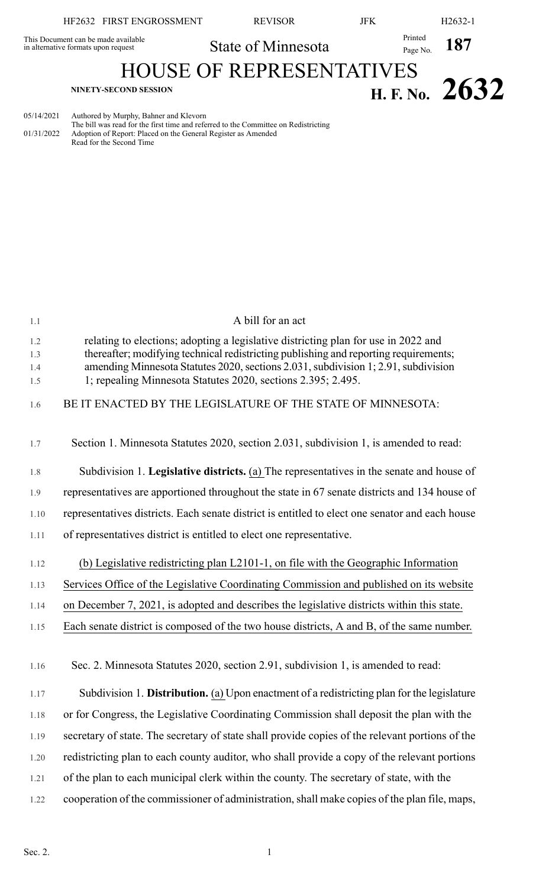HF2632 FIRST ENGROSSMENT REVISOR JFK H2632-1

This Document can be made available in alternative formats upon request

State of Minnesota

Printed Page No. **187**

# HOUSE OF REPRESENTATIVES

**NINETY-SECOND SESSION**

**H. F. No. 2632**

05/14/2021 Authored by Murphy, Bahner and Klevorn
The bill was read for the first time and referred to the Committee on Redistricting
01/31/2022 Adoption of Report: Placed on the General Register as Amended
Read for the Second Time

A bill for an act

relating to elections; adopting a legislative districting plan for use in 2022 and thereafter; modifying technical redistricting publishing and reporting requirements; amending Minnesota Statutes 2020, sections 2.031, subdivision 1; 2.91, subdivision 1; repealing Minnesota Statutes 2020, sections 2.395; 2.495.

BE IT ENACTED BY THE LEGISLATURE OF THE STATE OF MINNESOTA:

Section 1. Minnesota Statutes 2020, section 2.031, subdivision 1, is amended to read:

Subdivision 1. **Legislative districts.** (a) The representatives in the senate and house of representatives are apportioned throughout the state in 67 senate districts and 134 house of representatives districts. Each senate district is entitled to elect one senator and each house of representatives district is entitled to elect one representative.

(b) Legislative redistricting plan L2101-1, on file with the Geographic Information Services Office of the Legislative Coordinating Commission and published on its website on December 7, 2021, is adopted and describes the legislative districts within this state. Each senate district is composed of the two house districts, A and B, of the same number.

Sec. 2. Minnesota Statutes 2020, section 2.91, subdivision 1, is amended to read:

Subdivision 1. **Distribution.** (a) Upon enactment of a redistricting plan for the legislature or for Congress, the Legislative Coordinating Commission shall deposit the plan with the secretary of state. The secretary of state shall provide copies of the relevant portions of the redistricting plan to each county auditor, who shall provide a copy of the relevant portions of the plan to each municipal clerk within the county. The secretary of state, with the cooperation of the commissioner of administration, shall make copies of the plan file, maps,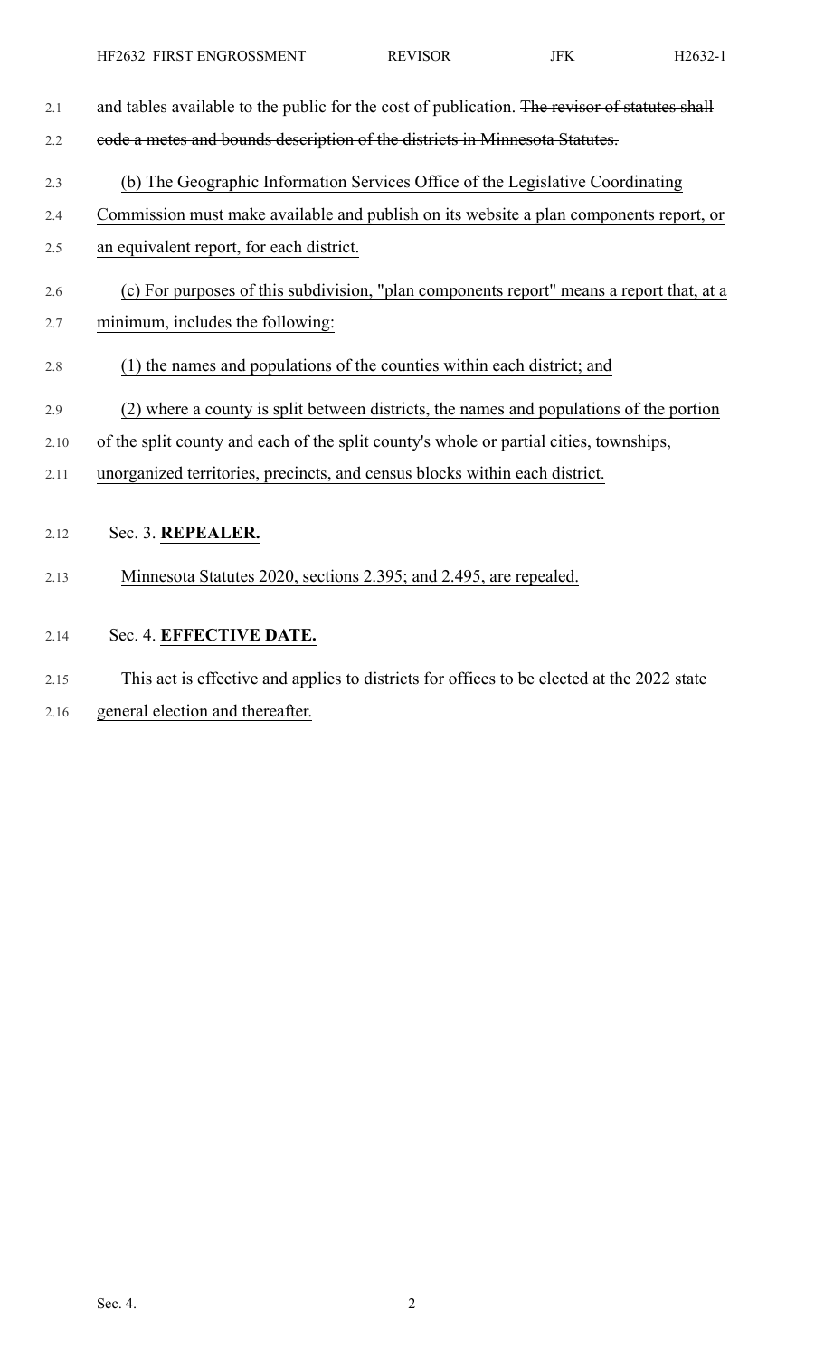and tables available to the public for the cost of publication. ~~The revisor of statutes shall code a metes and bounds description of the districts in Minnesota Statutes.~~

(b) The Geographic Information Services Office of the Legislative Coordinating Commission must make available and publish on its website a plan components report, or an equivalent report, for each district.

(c) For purposes of this subdivision, "plan components report" means a report that, at a minimum, includes the following:

(1) the names and populations of the counties within each district; and

(2) where a county is split between districts, the names and populations of the portion of the split county and each of the split county's whole or partial cities, townships, unorganized territories, precincts, and census blocks within each district.

Sec. 3. **REPEALER.**

Minnesota Statutes 2020, sections 2.395; and 2.495, are repealed.

Sec. 4. **EFFECTIVE DATE.**

This act is effective and applies to districts for offices to be elected at the 2022 state general election and thereafter.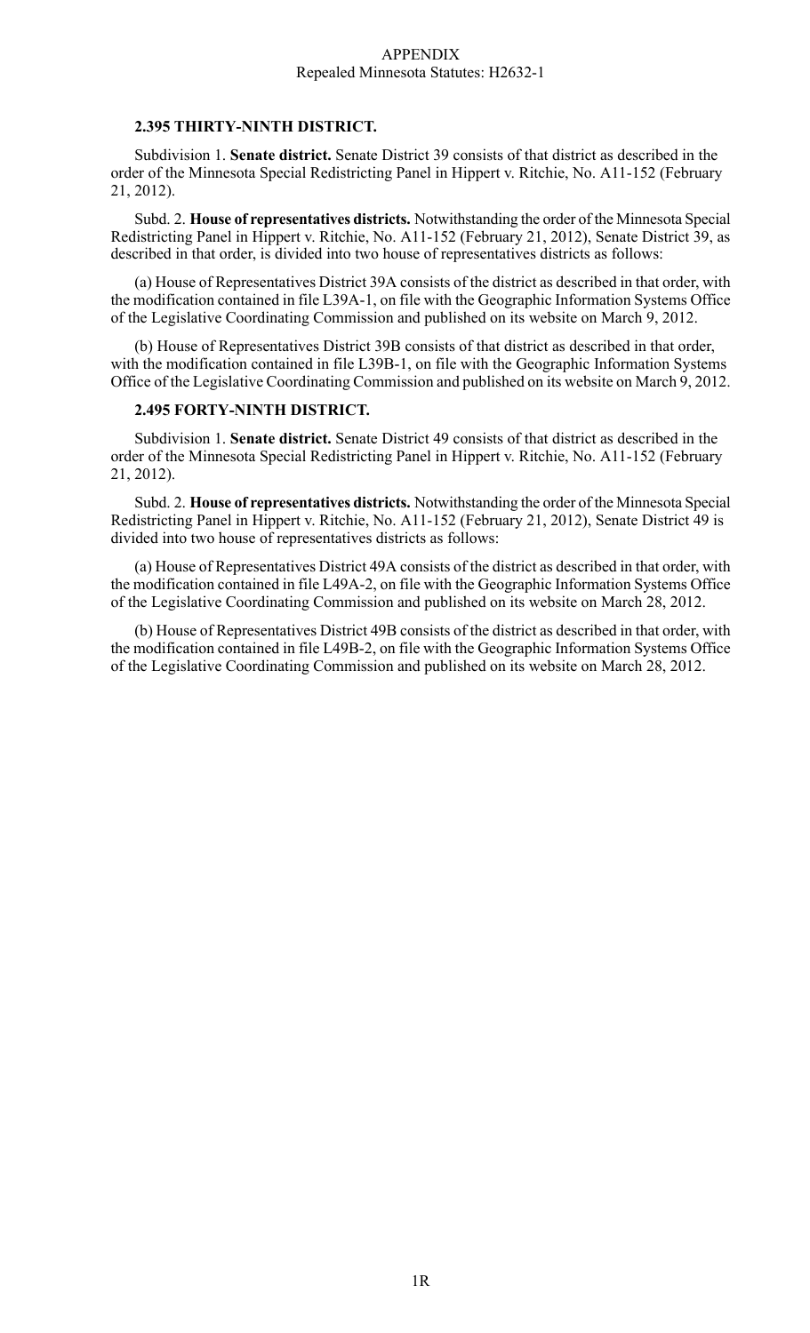APPENDIX
Repealed Minnesota Statutes: H2632-1

**2.395 THIRTY-NINTH DISTRICT.**

Subdivision 1. **Senate district.** Senate District 39 consists of that district as described in the order of the Minnesota Special Redistricting Panel in Hippert v. Ritchie, No. A11-152 (February 21, 2012).

Subd. 2. **House of representatives districts.** Notwithstanding the order of the Minnesota Special Redistricting Panel in Hippert v. Ritchie, No. A11-152 (February 21, 2012), Senate District 39, as described in that order, is divided into two house of representatives districts as follows:

(a) House of Representatives District 39A consists of the district as described in that order, with the modification contained in file L39A-1, on file with the Geographic Information Systems Office of the Legislative Coordinating Commission and published on its website on March 9, 2012.

(b) House of Representatives District 39B consists of that district as described in that order, with the modification contained in file L39B-1, on file with the Geographic Information Systems Office of the Legislative Coordinating Commission and published on its website on March 9, 2012.

**2.495 FORTY-NINTH DISTRICT.**

Subdivision 1. **Senate district.** Senate District 49 consists of that district as described in the order of the Minnesota Special Redistricting Panel in Hippert v. Ritchie, No. A11-152 (February 21, 2012).

Subd. 2. **House of representatives districts.** Notwithstanding the order of the Minnesota Special Redistricting Panel in Hippert v. Ritchie, No. A11-152 (February 21, 2012), Senate District 49 is divided into two house of representatives districts as follows:

(a) House of Representatives District 49A consists of the district as described in that order, with the modification contained in file L49A-2, on file with the Geographic Information Systems Office of the Legislative Coordinating Commission and published on its website on March 28, 2012.

(b) House of Representatives District 49B consists of the district as described in that order, with the modification contained in file L49B-2, on file with the Geographic Information Systems Office of the Legislative Coordinating Commission and published on its website on March 28, 2012.